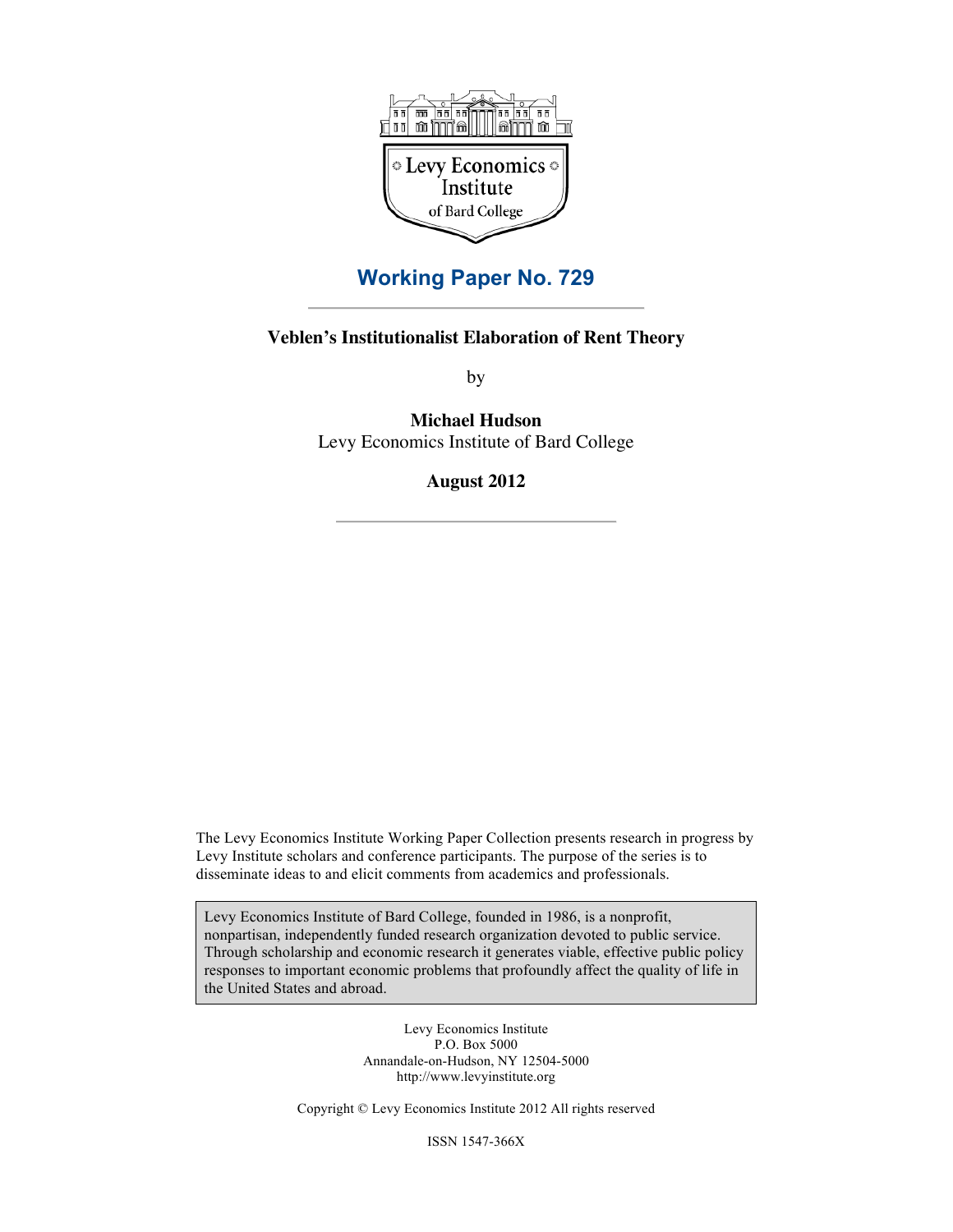Levy Economics Institute of Bard College

# Working Paper No. 729

## Veblen's Institutionalist Elaboration of Rent Theory

by

**Michael Hudson**
Levy Economics Institute of Bard College

**August 2012**

The Levy Economics Institute Working Paper Collection presents research in progress by Levy Institute scholars and conference participants. The purpose of the series is to disseminate ideas to and elicit comments from academics and professionals.

Levy Economics Institute of Bard College, founded in 1986, is a nonprofit, nonpartisan, independently funded research organization devoted to public service. Through scholarship and economic research it generates viable, effective public policy responses to important economic problems that profoundly affect the quality of life in the United States and abroad.

Levy Economics Institute
P.O. Box 5000
Annandale-on-Hudson, NY 12504-5000
http://www.levyinstitute.org

Copyright © Levy Economics Institute 2012 All rights reserved

ISSN 1547-366X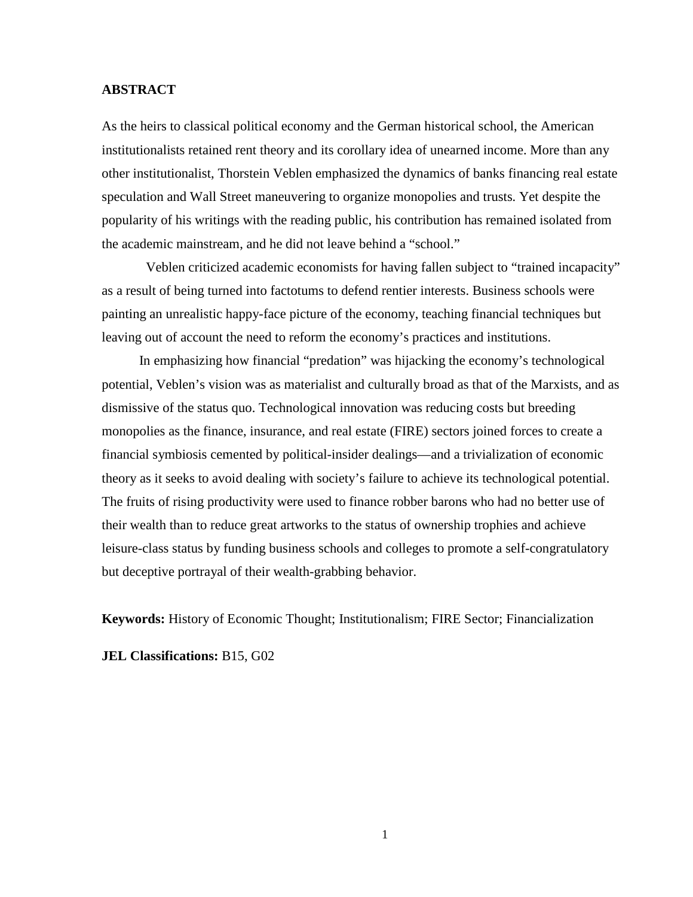## ABSTRACT

As the heirs to classical political economy and the German historical school, the American institutionalists retained rent theory and its corollary idea of unearned income. More than any other institutionalist, Thorstein Veblen emphasized the dynamics of banks financing real estate speculation and Wall Street maneuvering to organize monopolies and trusts. Yet despite the popularity of his writings with the reading public, his contribution has remained isolated from the academic mainstream, and he did not leave behind a "school."

Veblen criticized academic economists for having fallen subject to "trained incapacity" as a result of being turned into factotums to defend rentier interests. Business schools were painting an unrealistic happy-face picture of the economy, teaching financial techniques but leaving out of account the need to reform the economy's practices and institutions.

In emphasizing how financial "predation" was hijacking the economy's technological potential, Veblen's vision was as materialist and culturally broad as that of the Marxists, and as dismissive of the status quo. Technological innovation was reducing costs but breeding monopolies as the finance, insurance, and real estate (FIRE) sectors joined forces to create a financial symbiosis cemented by political-insider dealings—and a trivialization of economic theory as it seeks to avoid dealing with society's failure to achieve its technological potential. The fruits of rising productivity were used to finance robber barons who had no better use of their wealth than to reduce great artworks to the status of ownership trophies and achieve leisure-class status by funding business schools and colleges to promote a self-congratulatory but deceptive portrayal of their wealth-grabbing behavior.

**Keywords:** History of Economic Thought; Institutionalism; FIRE Sector; Financialization

**JEL Classifications:** B15, G02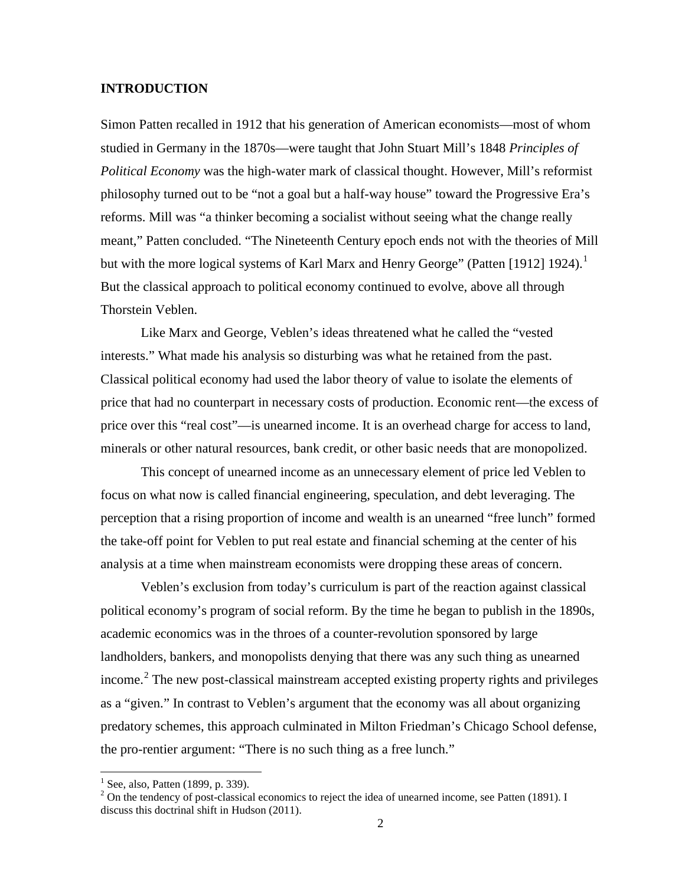## INTRODUCTION

Simon Patten recalled in 1912 that his generation of American economists—most of whom studied in Germany in the 1870s—were taught that John Stuart Mill's 1848 *Principles of Political Economy* was the high-water mark of classical thought. However, Mill's reformist philosophy turned out to be "not a goal but a half-way house" toward the Progressive Era's reforms. Mill was "a thinker becoming a socialist without seeing what the change really meant," Patten concluded. "The Nineteenth Century epoch ends not with the theories of Mill but with the more logical systems of Karl Marx and Henry George" (Patten [1912] 1924).[1] But the classical approach to political economy continued to evolve, above all through Thorstein Veblen.

Like Marx and George, Veblen's ideas threatened what he called the "vested interests." What made his analysis so disturbing was what he retained from the past. Classical political economy had used the labor theory of value to isolate the elements of price that had no counterpart in necessary costs of production. Economic rent—the excess of price over this "real cost"—is unearned income. It is an overhead charge for access to land, minerals or other natural resources, bank credit, or other basic needs that are monopolized.

This concept of unearned income as an unnecessary element of price led Veblen to focus on what now is called financial engineering, speculation, and debt leveraging. The perception that a rising proportion of income and wealth is an unearned "free lunch" formed the take-off point for Veblen to put real estate and financial scheming at the center of his analysis at a time when mainstream economists were dropping these areas of concern.

Veblen's exclusion from today's curriculum is part of the reaction against classical political economy's program of social reform. By the time he began to publish in the 1890s, academic economics was in the throes of a counter-revolution sponsored by large landholders, bankers, and monopolists denying that there was any such thing as unearned income.[2] The new post-classical mainstream accepted existing property rights and privileges as a "given." In contrast to Veblen's argument that the economy was all about organizing predatory schemes, this approach culminated in Milton Friedman's Chicago School defense, the pro-rentier argument: "There is no such thing as a free lunch."

[1] See, also, Patten (1899, p. 339).

[2] On the tendency of post-classical economics to reject the idea of unearned income, see Patten (1891). I discuss this doctrinal shift in Hudson (2011).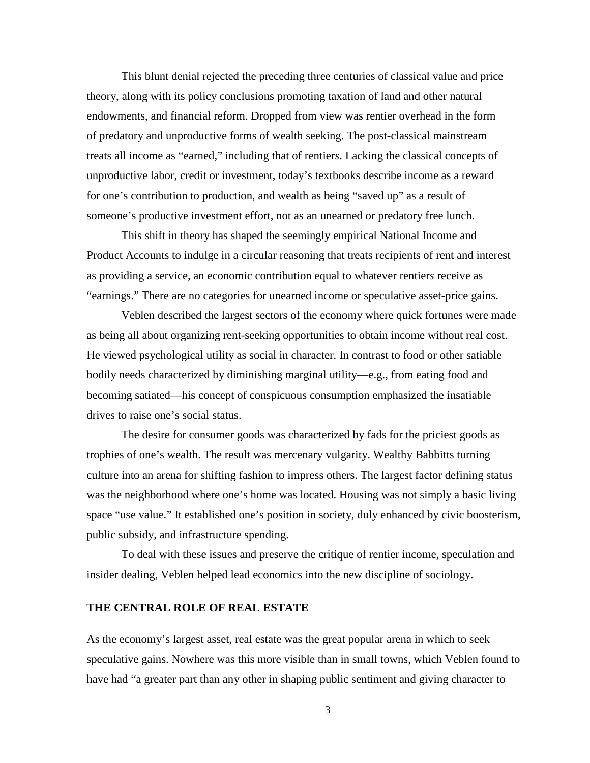This blunt denial rejected the preceding three centuries of classical value and price theory, along with its policy conclusions promoting taxation of land and other natural endowments, and financial reform. Dropped from view was rentier overhead in the form of predatory and unproductive forms of wealth seeking. The post-classical mainstream treats all income as "earned," including that of rentiers. Lacking the classical concepts of unproductive labor, credit or investment, today's textbooks describe income as a reward for one's contribution to production, and wealth as being "saved up" as a result of someone's productive investment effort, not as an unearned or predatory free lunch.

This shift in theory has shaped the seemingly empirical National Income and Product Accounts to indulge in a circular reasoning that treats recipients of rent and interest as providing a service, an economic contribution equal to whatever rentiers receive as "earnings." There are no categories for unearned income or speculative asset-price gains.

Veblen described the largest sectors of the economy where quick fortunes were made as being all about organizing rent-seeking opportunities to obtain income without real cost. He viewed psychological utility as social in character. In contrast to food or other satiable bodily needs characterized by diminishing marginal utility—e.g., from eating food and becoming satiated—his concept of conspicuous consumption emphasized the insatiable drives to raise one's social status.

The desire for consumer goods was characterized by fads for the priciest goods as trophies of one's wealth. The result was mercenary vulgarity. Wealthy Babbitts turning culture into an arena for shifting fashion to impress others. The largest factor defining status was the neighborhood where one's home was located. Housing was not simply a basic living space "use value." It established one's position in society, duly enhanced by civic boosterism, public subsidy, and infrastructure spending.

To deal with these issues and preserve the critique of rentier income, speculation and insider dealing, Veblen helped lead economics into the new discipline of sociology.

## THE CENTRAL ROLE OF REAL ESTATE

As the economy's largest asset, real estate was the great popular arena in which to seek speculative gains. Nowhere was this more visible than in small towns, which Veblen found to have had "a greater part than any other in shaping public sentiment and giving character to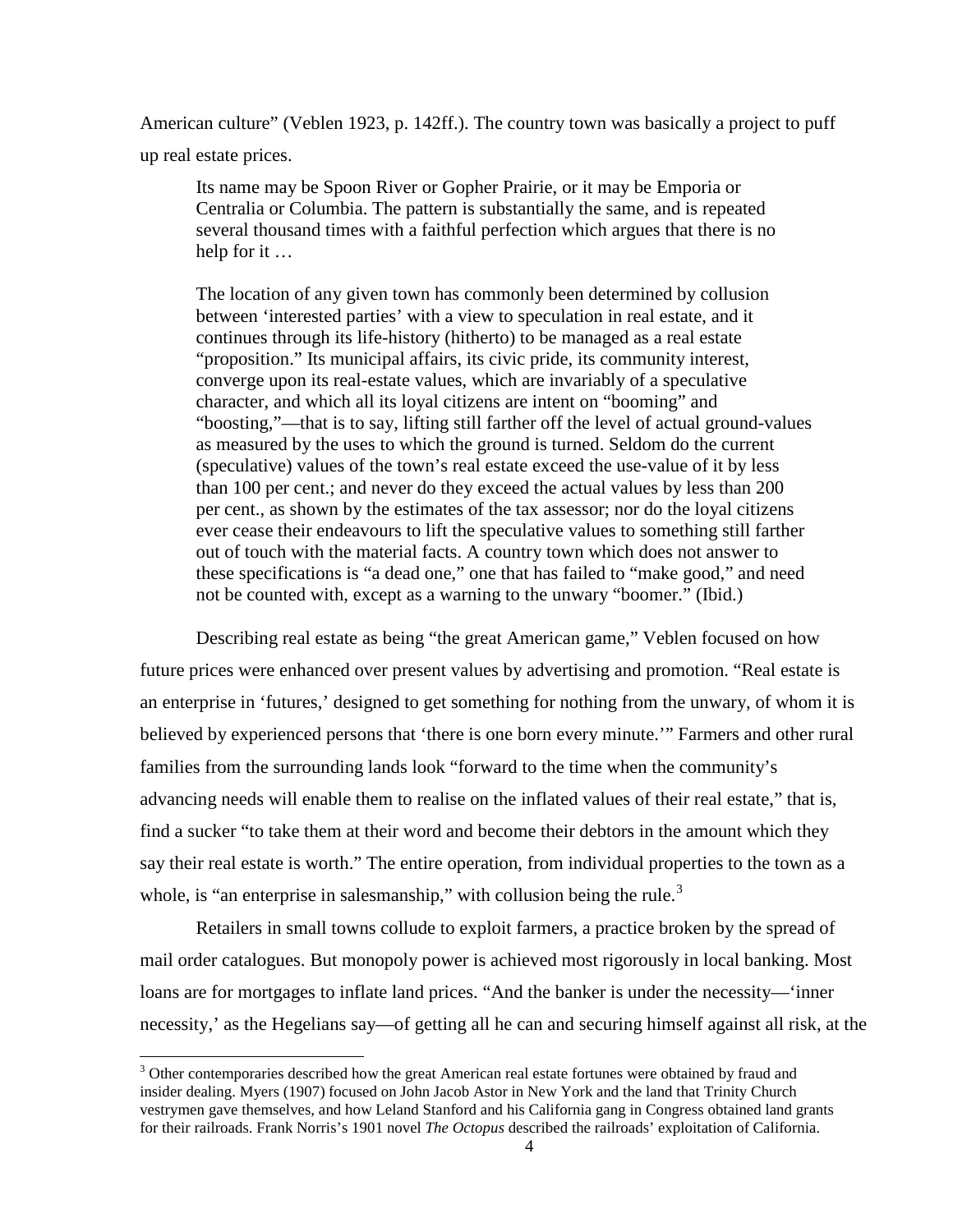American culture" (Veblen 1923, p. 142ff.). The country town was basically a project to puff up real estate prices.

> Its name may be Spoon River or Gopher Prairie, or it may be Emporia or Centralia or Columbia. The pattern is substantially the same, and is repeated several thousand times with a faithful perfection which argues that there is no help for it …
>
> The location of any given town has commonly been determined by collusion between 'interested parties' with a view to speculation in real estate, and it continues through its life-history (hitherto) to be managed as a real estate "proposition." Its municipal affairs, its civic pride, its community interest, converge upon its real-estate values, which are invariably of a speculative character, and which all its loyal citizens are intent on "booming" and "boosting,"—that is to say, lifting still farther off the level of actual ground-values as measured by the uses to which the ground is turned. Seldom do the current (speculative) values of the town's real estate exceed the use-value of it by less than 100 per cent.; and never do they exceed the actual values by less than 200 per cent., as shown by the estimates of the tax assessor; nor do the loyal citizens ever cease their endeavours to lift the speculative values to something still farther out of touch with the material facts. A country town which does not answer to these specifications is "a dead one," one that has failed to "make good," and need not be counted with, except as a warning to the unwary "boomer." (Ibid.)

Describing real estate as being "the great American game," Veblen focused on how future prices were enhanced over present values by advertising and promotion. "Real estate is an enterprise in 'futures,' designed to get something for nothing from the unwary, of whom it is believed by experienced persons that 'there is one born every minute.'" Farmers and other rural families from the surrounding lands look "forward to the time when the community's advancing needs will enable them to realise on the inflated values of their real estate," that is, find a sucker "to take them at their word and become their debtors in the amount which they say their real estate is worth." The entire operation, from individual properties to the town as a whole, is "an enterprise in salesmanship," with collusion being the rule.[3]

Retailers in small towns collude to exploit farmers, a practice broken by the spread of mail order catalogues. But monopoly power is achieved most rigorously in local banking. Most loans are for mortgages to inflate land prices. "And the banker is under the necessity—'inner necessity,' as the Hegelians say—of getting all he can and securing himself against all risk, at the

[3] Other contemporaries described how the great American real estate fortunes were obtained by fraud and insider dealing. Myers (1907) focused on John Jacob Astor in New York and the land that Trinity Church vestrymen gave themselves, and how Leland Stanford and his California gang in Congress obtained land grants for their railroads. Frank Norris's 1901 novel *The Octopus* described the railroads' exploitation of California.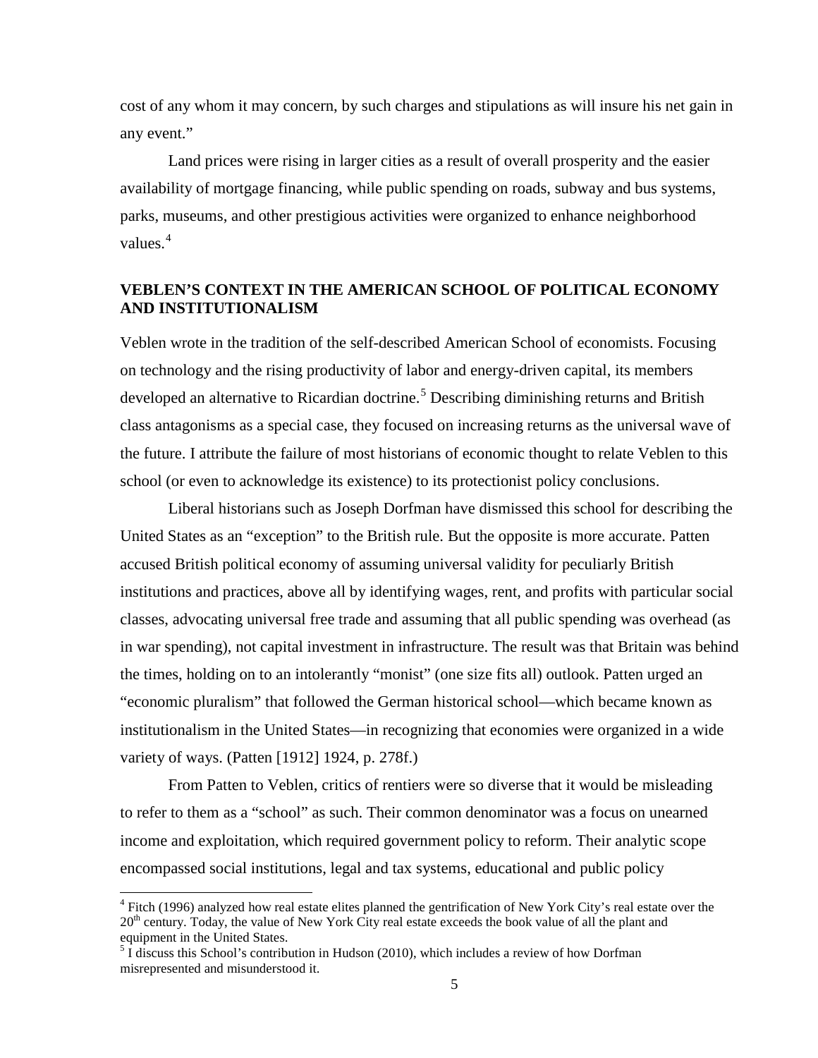cost of any whom it may concern, by such charges and stipulations as will insure his net gain in any event."

Land prices were rising in larger cities as a result of overall prosperity and the easier availability of mortgage financing, while public spending on roads, subway and bus systems, parks, museums, and other prestigious activities were organized to enhance neighborhood values.[4]

## VEBLEN'S CONTEXT IN THE AMERICAN SCHOOL OF POLITICAL ECONOMY AND INSTITUTIONALISM

Veblen wrote in the tradition of the self-described American School of economists. Focusing on technology and the rising productivity of labor and energy-driven capital, its members developed an alternative to Ricardian doctrine.[5] Describing diminishing returns and British class antagonisms as a special case, they focused on increasing returns as the universal wave of the future. I attribute the failure of most historians of economic thought to relate Veblen to this school (or even to acknowledge its existence) to its protectionist policy conclusions.

Liberal historians such as Joseph Dorfman have dismissed this school for describing the United States as an "exception" to the British rule. But the opposite is more accurate. Patten accused British political economy of assuming universal validity for peculiarly British institutions and practices, above all by identifying wages, rent, and profits with particular social classes, advocating universal free trade and assuming that all public spending was overhead (as in war spending), not capital investment in infrastructure. The result was that Britain was behind the times, holding on to an intolerantly "monist" (one size fits all) outlook. Patten urged an "economic pluralism" that followed the German historical school—which became known as institutionalism in the United States—in recognizing that economies were organized in a wide variety of ways. (Patten [1912] 1924, p. 278f.)

From Patten to Veblen, critics of rentier*s* were so diverse that it would be misleading to refer to them as a "school" as such. Their common denominator was a focus on unearned income and exploitation, which required government policy to reform. Their analytic scope encompassed social institutions, legal and tax systems, educational and public policy

---

[4] Fitch (1996) analyzed how real estate elites planned the gentrification of New York City's real estate over the 20th century. Today, the value of New York City real estate exceeds the book value of all the plant and equipment in the United States.

[5] I discuss this School's contribution in Hudson (2010), which includes a review of how Dorfman misrepresented and misunderstood it.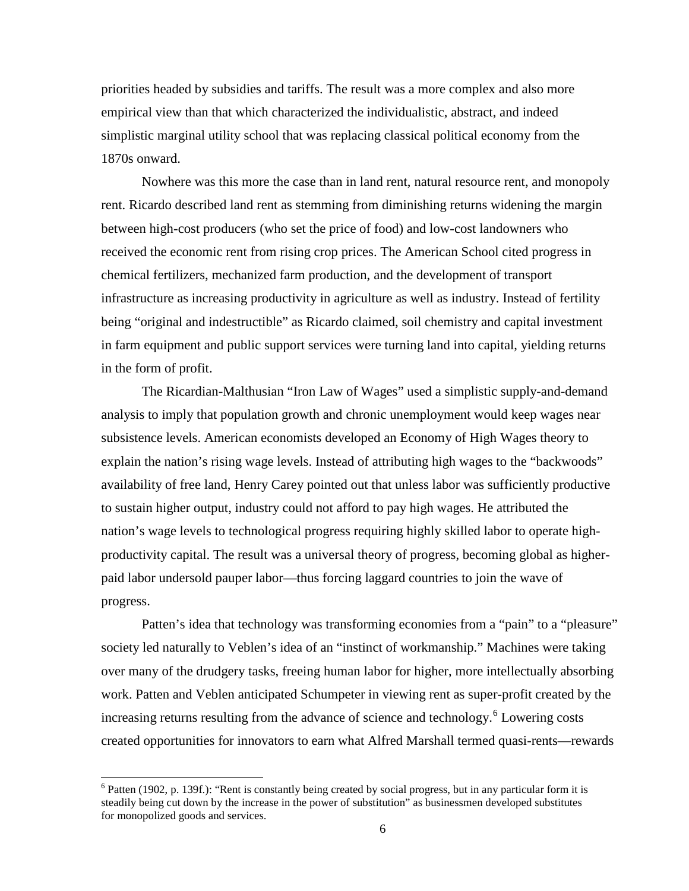priorities headed by subsidies and tariffs. The result was a more complex and also more empirical view than that which characterized the individualistic, abstract, and indeed simplistic marginal utility school that was replacing classical political economy from the 1870s onward.

Nowhere was this more the case than in land rent, natural resource rent, and monopoly rent. Ricardo described land rent as stemming from diminishing returns widening the margin between high-cost producers (who set the price of food) and low-cost landowners who received the economic rent from rising crop prices. The American School cited progress in chemical fertilizers, mechanized farm production, and the development of transport infrastructure as increasing productivity in agriculture as well as industry. Instead of fertility being "original and indestructible" as Ricardo claimed, soil chemistry and capital investment in farm equipment and public support services were turning land into capital, yielding returns in the form of profit.

The Ricardian-Malthusian "Iron Law of Wages" used a simplistic supply-and-demand analysis to imply that population growth and chronic unemployment would keep wages near subsistence levels. American economists developed an Economy of High Wages theory to explain the nation's rising wage levels. Instead of attributing high wages to the "backwoods" availability of free land, Henry Carey pointed out that unless labor was sufficiently productive to sustain higher output, industry could not afford to pay high wages. He attributed the nation's wage levels to technological progress requiring highly skilled labor to operate high-productivity capital. The result was a universal theory of progress, becoming global as higher-paid labor undersold pauper labor—thus forcing laggard countries to join the wave of progress.

Patten's idea that technology was transforming economies from a "pain" to a "pleasure" society led naturally to Veblen's idea of an "instinct of workmanship." Machines were taking over many of the drudgery tasks, freeing human labor for higher, more intellectually absorbing work. Patten and Veblen anticipated Schumpeter in viewing rent as super-profit created by the increasing returns resulting from the advance of science and technology.[6] Lowering costs created opportunities for innovators to earn what Alfred Marshall termed quasi-rents—rewards

[6] Patten (1902, p. 139f.): "Rent is constantly being created by social progress, but in any particular form it is steadily being cut down by the increase in the power of substitution" as businessmen developed substitutes for monopolized goods and services.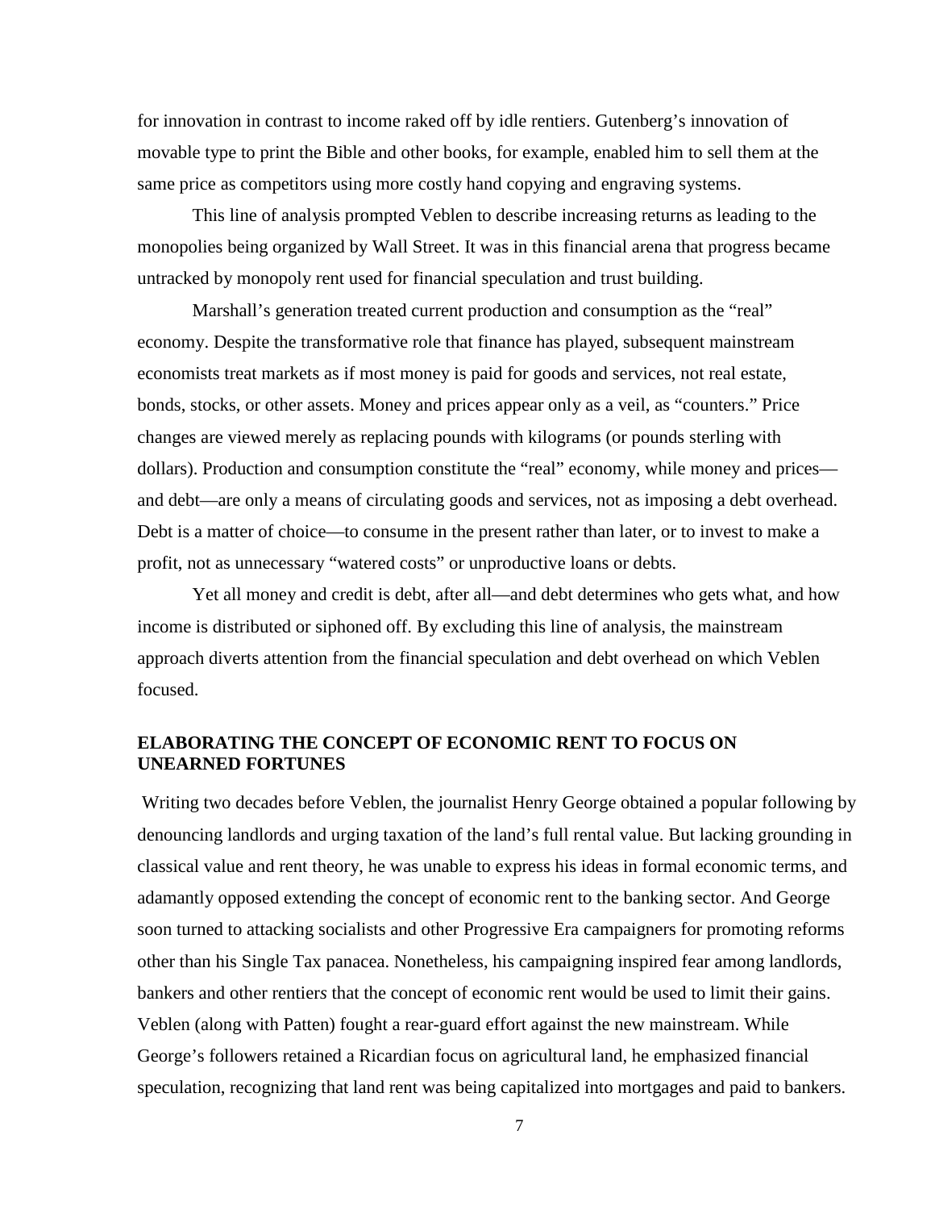for innovation in contrast to income raked off by idle rentiers. Gutenberg's innovation of movable type to print the Bible and other books, for example, enabled him to sell them at the same price as competitors using more costly hand copying and engraving systems.

This line of analysis prompted Veblen to describe increasing returns as leading to the monopolies being organized by Wall Street. It was in this financial arena that progress became untracked by monopoly rent used for financial speculation and trust building.

Marshall's generation treated current production and consumption as the "real" economy. Despite the transformative role that finance has played, subsequent mainstream economists treat markets as if most money is paid for goods and services, not real estate, bonds, stocks, or other assets. Money and prices appear only as a veil, as "counters." Price changes are viewed merely as replacing pounds with kilograms (or pounds sterling with dollars). Production and consumption constitute the "real" economy, while money and prices—and debt—are only a means of circulating goods and services, not as imposing a debt overhead. Debt is a matter of choice—to consume in the present rather than later, or to invest to make a profit, not as unnecessary "watered costs" or unproductive loans or debts.

Yet all money and credit is debt, after all—and debt determines who gets what, and how income is distributed or siphoned off. By excluding this line of analysis, the mainstream approach diverts attention from the financial speculation and debt overhead on which Veblen focused.

## ELABORATING THE CONCEPT OF ECONOMIC RENT TO FOCUS ON UNEARNED FORTUNES

Writing two decades before Veblen, the journalist Henry George obtained a popular following by denouncing landlords and urging taxation of the land's full rental value. But lacking grounding in classical value and rent theory, he was unable to express his ideas in formal economic terms, and adamantly opposed extending the concept of economic rent to the banking sector. And George soon turned to attacking socialists and other Progressive Era campaigners for promoting reforms other than his Single Tax panacea. Nonetheless, his campaigning inspired fear among landlords, bankers and other rentiers that the concept of economic rent would be used to limit their gains. Veblen (along with Patten) fought a rear-guard effort against the new mainstream. While George's followers retained a Ricardian focus on agricultural land, he emphasized financial speculation, recognizing that land rent was being capitalized into mortgages and paid to bankers.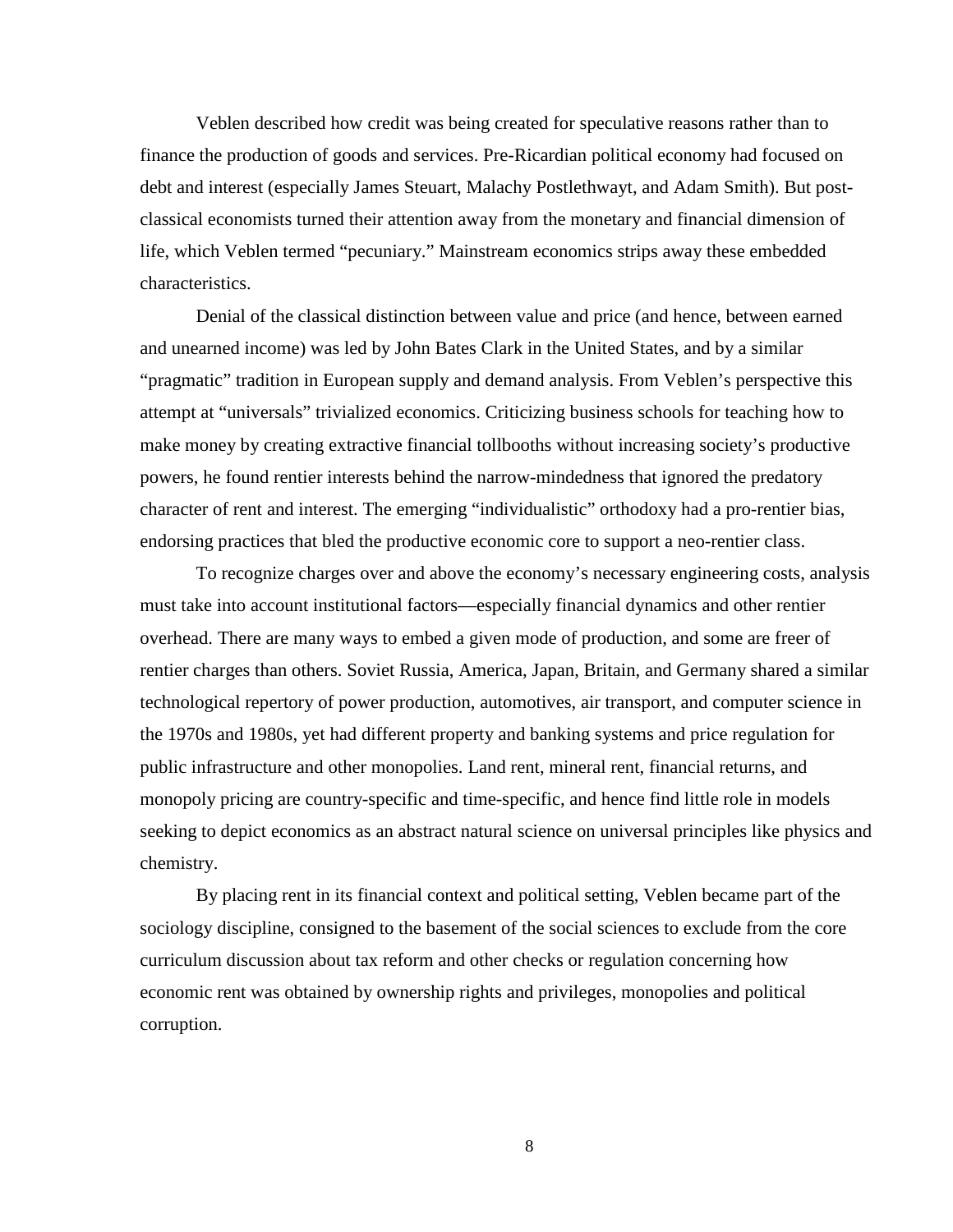Veblen described how credit was being created for speculative reasons rather than to finance the production of goods and services. Pre-Ricardian political economy had focused on debt and interest (especially James Steuart, Malachy Postlethwayt, and Adam Smith). But post-classical economists turned their attention away from the monetary and financial dimension of life, which Veblen termed "pecuniary." Mainstream economics strips away these embedded characteristics.

Denial of the classical distinction between value and price (and hence, between earned and unearned income) was led by John Bates Clark in the United States, and by a similar "pragmatic" tradition in European supply and demand analysis. From Veblen's perspective this attempt at "universals" trivialized economics. Criticizing business schools for teaching how to make money by creating extractive financial tollbooths without increasing society's productive powers, he found rentier interests behind the narrow-mindedness that ignored the predatory character of rent and interest. The emerging "individualistic" orthodoxy had a pro-rentier bias, endorsing practices that bled the productive economic core to support a neo-rentier class.

To recognize charges over and above the economy's necessary engineering costs, analysis must take into account institutional factors—especially financial dynamics and other rentier overhead. There are many ways to embed a given mode of production, and some are freer of rentier charges than others. Soviet Russia, America, Japan, Britain, and Germany shared a similar technological repertory of power production, automotives, air transport, and computer science in the 1970s and 1980s, yet had different property and banking systems and price regulation for public infrastructure and other monopolies. Land rent, mineral rent, financial returns, and monopoly pricing are country-specific and time-specific, and hence find little role in models seeking to depict economics as an abstract natural science on universal principles like physics and chemistry.

By placing rent in its financial context and political setting, Veblen became part of the sociology discipline, consigned to the basement of the social sciences to exclude from the core curriculum discussion about tax reform and other checks or regulation concerning how economic rent was obtained by ownership rights and privileges, monopolies and political corruption.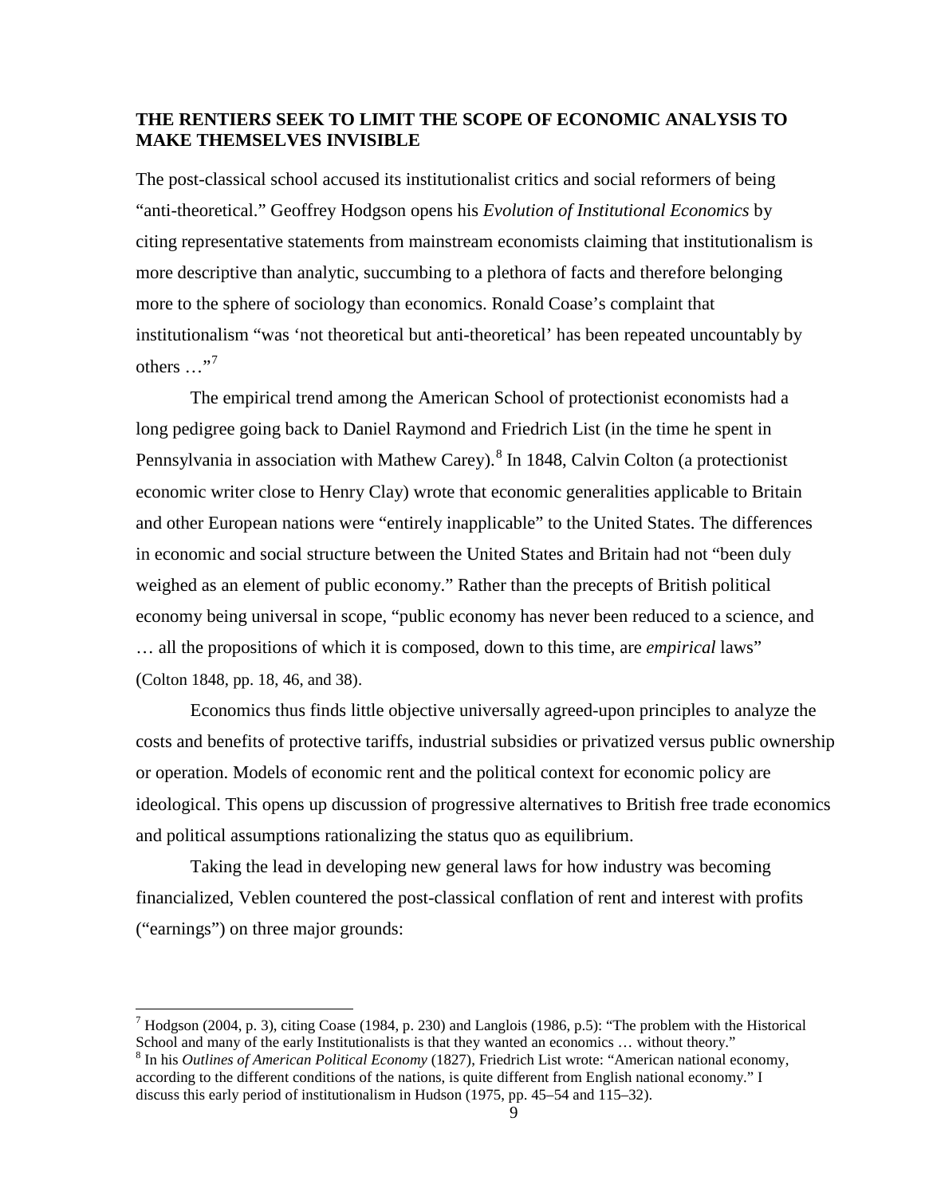## THE RENTIER*S* SEEK TO LIMIT THE SCOPE OF ECONOMIC ANALYSIS TO MAKE THEMSELVES INVISIBLE

The post-classical school accused its institutionalist critics and social reformers of being "anti-theoretical." Geoffrey Hodgson opens his *Evolution of Institutional Economics* by citing representative statements from mainstream economists claiming that institutionalism is more descriptive than analytic, succumbing to a plethora of facts and therefore belonging more to the sphere of sociology than economics. Ronald Coase's complaint that institutionalism "was 'not theoretical but anti-theoretical' has been repeated uncountably by others …"[7]

The empirical trend among the American School of protectionist economists had a long pedigree going back to Daniel Raymond and Friedrich List (in the time he spent in Pennsylvania in association with Mathew Carey).[8] In 1848, Calvin Colton (a protectionist economic writer close to Henry Clay) wrote that economic generalities applicable to Britain and other European nations were "entirely inapplicable" to the United States. The differences in economic and social structure between the United States and Britain had not "been duly weighed as an element of public economy." Rather than the precepts of British political economy being universal in scope, "public economy has never been reduced to a science, and … all the propositions of which it is composed, down to this time, are *empirical* laws" (Colton 1848, pp. 18, 46, and 38).

Economics thus finds little objective universally agreed-upon principles to analyze the costs and benefits of protective tariffs, industrial subsidies or privatized versus public ownership or operation. Models of economic rent and the political context for economic policy are ideological. This opens up discussion of progressive alternatives to British free trade economics and political assumptions rationalizing the status quo as equilibrium.

Taking the lead in developing new general laws for how industry was becoming financialized, Veblen countered the post-classical conflation of rent and interest with profits ("earnings") on three major grounds:

---

[7] Hodgson (2004, p. 3), citing Coase (1984, p. 230) and Langlois (1986, p.5): "The problem with the Historical School and many of the early Institutionalists is that they wanted an economics … without theory."

[8] In his *Outlines of American Political Economy* (1827), Friedrich List wrote: "American national economy, according to the different conditions of the nations, is quite different from English national economy." I discuss this early period of institutionalism in Hudson (1975, pp. 45–54 and 115–32).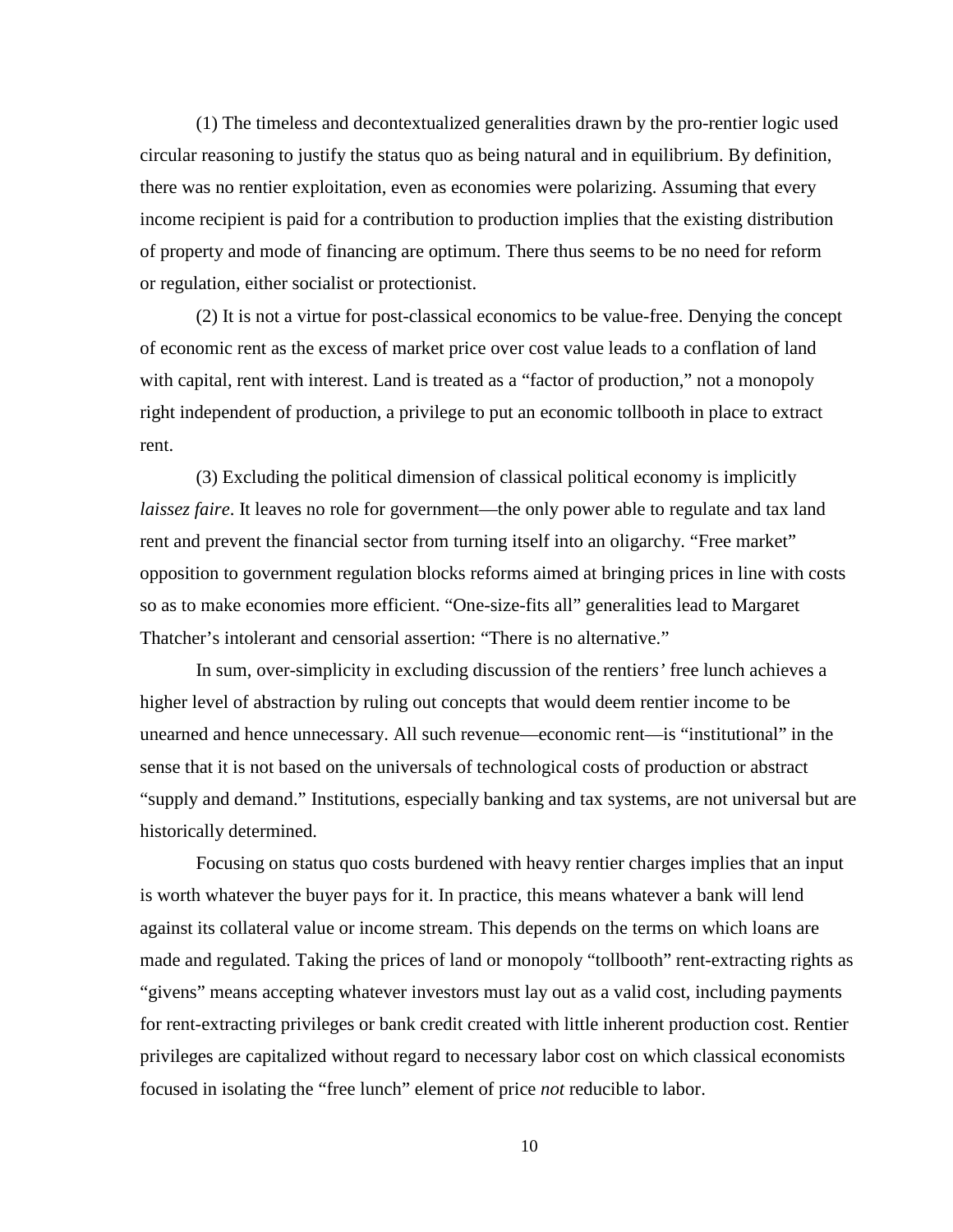(1) The timeless and decontextualized generalities drawn by the pro-rentier logic used circular reasoning to justify the status quo as being natural and in equilibrium. By definition, there was no rentier exploitation, even as economies were polarizing. Assuming that every income recipient is paid for a contribution to production implies that the existing distribution of property and mode of financing are optimum. There thus seems to be no need for reform or regulation, either socialist or protectionist.

(2) It is not a virtue for post-classical economics to be value-free. Denying the concept of economic rent as the excess of market price over cost value leads to a conflation of land with capital, rent with interest. Land is treated as a "factor of production," not a monopoly right independent of production, a privilege to put an economic tollbooth in place to extract rent.

(3) Excluding the political dimension of classical political economy is implicitly *laissez faire*. It leaves no role for government—the only power able to regulate and tax land rent and prevent the financial sector from turning itself into an oligarchy. "Free market" opposition to government regulation blocks reforms aimed at bringing prices in line with costs so as to make economies more efficient. "One-size-fits all" generalities lead to Margaret Thatcher's intolerant and censorial assertion: "There is no alternative."

In sum, over-simplicity in excluding discussion of the rentiers' free lunch achieves a higher level of abstraction by ruling out concepts that would deem rentier income to be unearned and hence unnecessary. All such revenue—economic rent—is "institutional" in the sense that it is not based on the universals of technological costs of production or abstract "supply and demand." Institutions, especially banking and tax systems, are not universal but are historically determined.

Focusing on status quo costs burdened with heavy rentier charges implies that an input is worth whatever the buyer pays for it. In practice, this means whatever a bank will lend against its collateral value or income stream. This depends on the terms on which loans are made and regulated. Taking the prices of land or monopoly "tollbooth" rent-extracting rights as "givens" means accepting whatever investors must lay out as a valid cost, including payments for rent-extracting privileges or bank credit created with little inherent production cost. Rentier privileges are capitalized without regard to necessary labor cost on which classical economists focused in isolating the "free lunch" element of price *not* reducible to labor.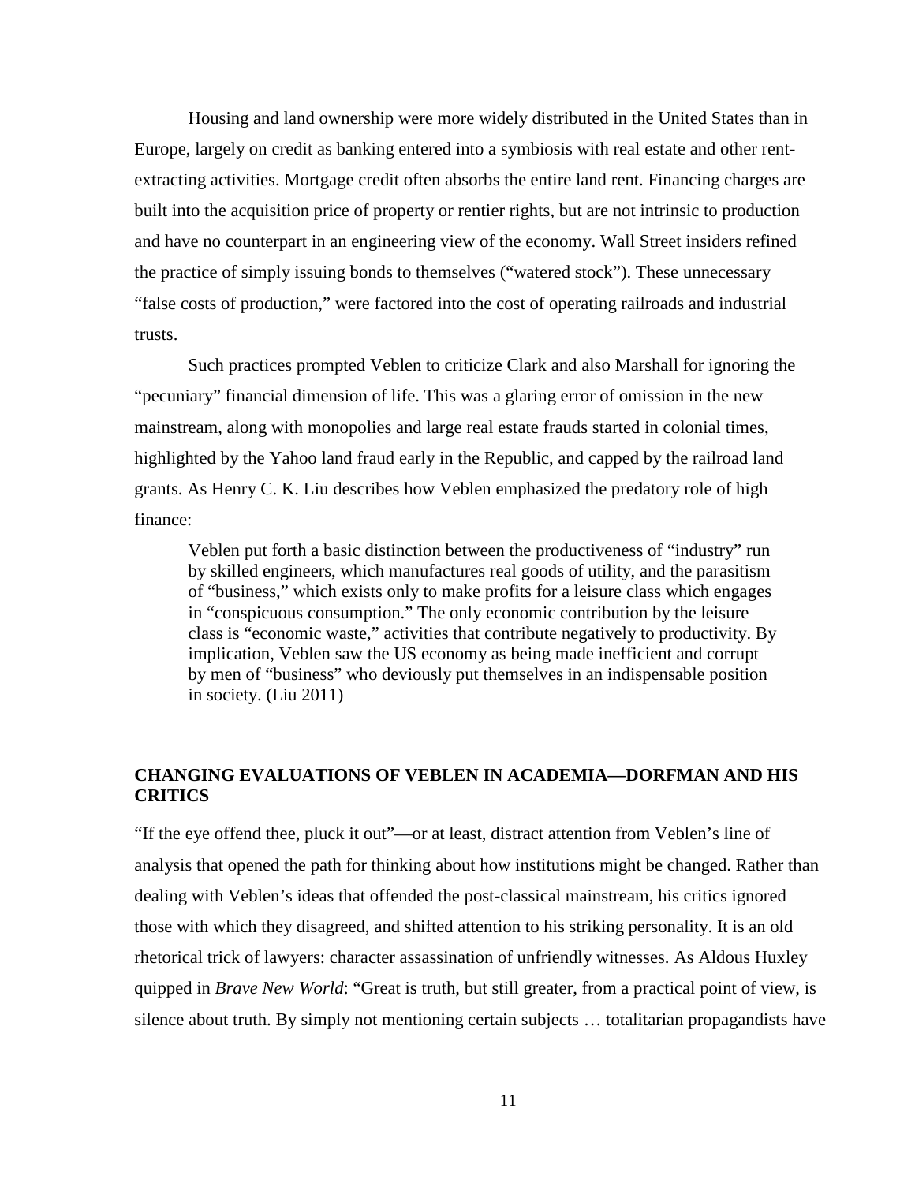Housing and land ownership were more widely distributed in the United States than in Europe, largely on credit as banking entered into a symbiosis with real estate and other rent-extracting activities. Mortgage credit often absorbs the entire land rent. Financing charges are built into the acquisition price of property or rentier rights, but are not intrinsic to production and have no counterpart in an engineering view of the economy. Wall Street insiders refined the practice of simply issuing bonds to themselves ("watered stock"). These unnecessary "false costs of production," were factored into the cost of operating railroads and industrial trusts.

Such practices prompted Veblen to criticize Clark and also Marshall for ignoring the "pecuniary" financial dimension of life. This was a glaring error of omission in the new mainstream, along with monopolies and large real estate frauds started in colonial times, highlighted by the Yahoo land fraud early in the Republic, and capped by the railroad land grants. As Henry C. K. Liu describes how Veblen emphasized the predatory role of high finance:

> Veblen put forth a basic distinction between the productiveness of "industry" run by skilled engineers, which manufactures real goods of utility, and the parasitism of "business," which exists only to make profits for a leisure class which engages in "conspicuous consumption." The only economic contribution by the leisure class is "economic waste," activities that contribute negatively to productivity. By implication, Veblen saw the US economy as being made inefficient and corrupt by men of "business" who deviously put themselves in an indispensable position in society. (Liu 2011)

## CHANGING EVALUATIONS OF VEBLEN IN ACADEMIA—DORFMAN AND HIS CRITICS

"If the eye offend thee, pluck it out"—or at least, distract attention from Veblen's line of analysis that opened the path for thinking about how institutions might be changed. Rather than dealing with Veblen's ideas that offended the post-classical mainstream, his critics ignored those with which they disagreed, and shifted attention to his striking personality. It is an old rhetorical trick of lawyers: character assassination of unfriendly witnesses. As Aldous Huxley quipped in *Brave New World*: "Great is truth, but still greater, from a practical point of view, is silence about truth. By simply not mentioning certain subjects … totalitarian propagandists have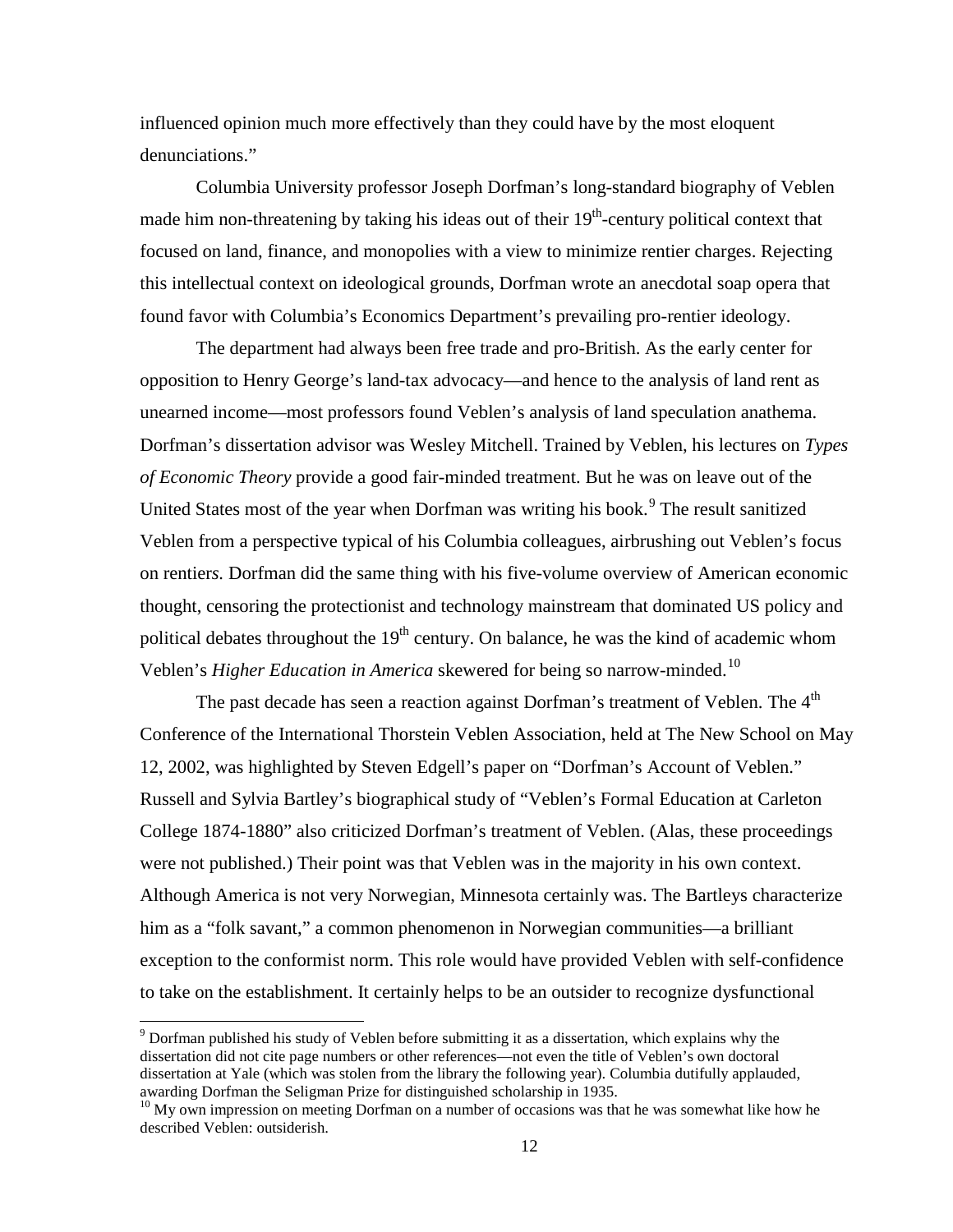influenced opinion much more effectively than they could have by the most eloquent denunciations."

Columbia University professor Joseph Dorfman's long-standard biography of Veblen made him non-threatening by taking his ideas out of their 19th-century political context that focused on land, finance, and monopolies with a view to minimize rentier charges. Rejecting this intellectual context on ideological grounds, Dorfman wrote an anecdotal soap opera that found favor with Columbia's Economics Department's prevailing pro-rentier ideology.

The department had always been free trade and pro-British. As the early center for opposition to Henry George's land-tax advocacy—and hence to the analysis of land rent as unearned income—most professors found Veblen's analysis of land speculation anathema. Dorfman's dissertation advisor was Wesley Mitchell. Trained by Veblen, his lectures on *Types of Economic Theory* provide a good fair-minded treatment. But he was on leave out of the United States most of the year when Dorfman was writing his book.[9] The result sanitized Veblen from a perspective typical of his Columbia colleagues, airbrushing out Veblen's focus on rentiers. Dorfman did the same thing with his five-volume overview of American economic thought, censoring the protectionist and technology mainstream that dominated US policy and political debates throughout the 19th century. On balance, he was the kind of academic whom Veblen's *Higher Education in America* skewered for being so narrow-minded.[10]

The past decade has seen a reaction against Dorfman's treatment of Veblen. The 4th Conference of the International Thorstein Veblen Association, held at The New School on May 12, 2002, was highlighted by Steven Edgell's paper on "Dorfman's Account of Veblen." Russell and Sylvia Bartley's biographical study of "Veblen's Formal Education at Carleton College 1874-1880" also criticized Dorfman's treatment of Veblen. (Alas, these proceedings were not published.) Their point was that Veblen was in the majority in his own context. Although America is not very Norwegian, Minnesota certainly was. The Bartleys characterize him as a "folk savant," a common phenomenon in Norwegian communities—a brilliant exception to the conformist norm. This role would have provided Veblen with self-confidence to take on the establishment. It certainly helps to be an outsider to recognize dysfunctional

---

[9] Dorfman published his study of Veblen before submitting it as a dissertation, which explains why the dissertation did not cite page numbers or other references—not even the title of Veblen's own doctoral dissertation at Yale (which was stolen from the library the following year). Columbia dutifully applauded, awarding Dorfman the Seligman Prize for distinguished scholarship in 1935.

[10] My own impression on meeting Dorfman on a number of occasions was that he was somewhat like how he described Veblen: outsiderish.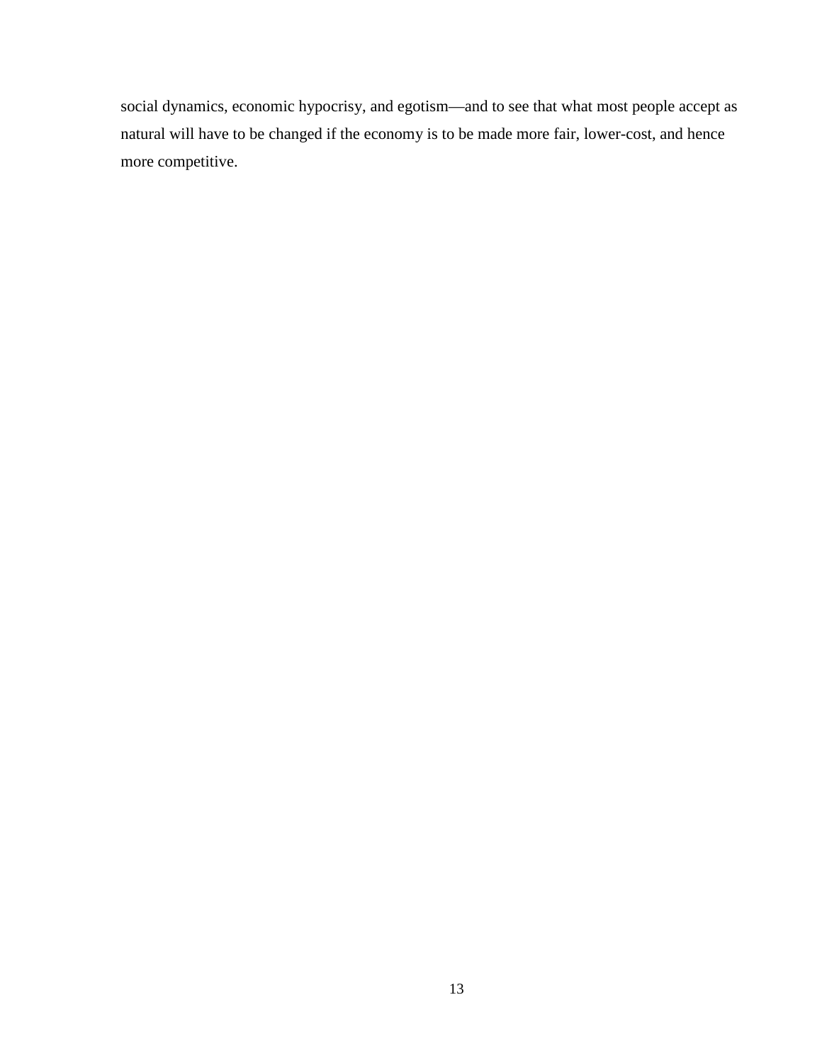social dynamics, economic hypocrisy, and egotism—and to see that what most people accept as natural will have to be changed if the economy is to be made more fair, lower-cost, and hence more competitive.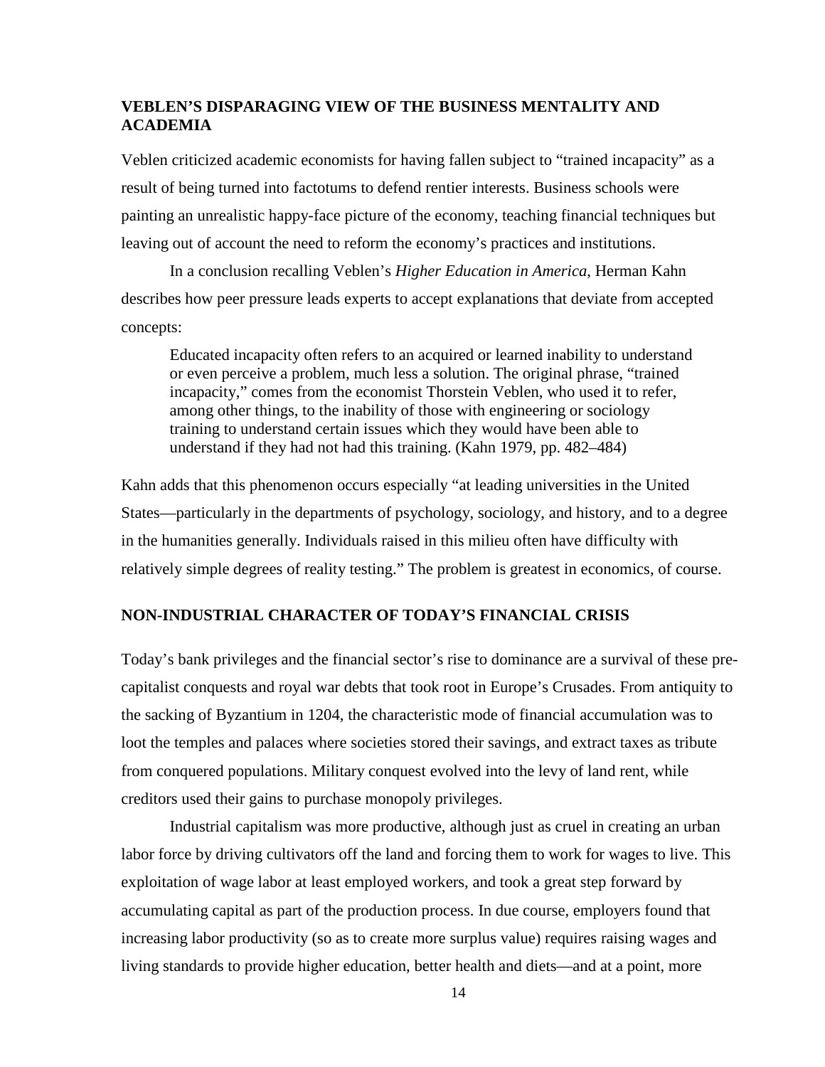## VEBLEN'S DISPARAGING VIEW OF THE BUSINESS MENTALITY AND ACADEMIA

Veblen criticized academic economists for having fallen subject to "trained incapacity" as a result of being turned into factotums to defend rentier interests. Business schools were painting an unrealistic happy-face picture of the economy, teaching financial techniques but leaving out of account the need to reform the economy's practices and institutions.

In a conclusion recalling Veblen's *Higher Education in America*, Herman Kahn describes how peer pressure leads experts to accept explanations that deviate from accepted concepts:

> Educated incapacity often refers to an acquired or learned inability to understand or even perceive a problem, much less a solution. The original phrase, "trained incapacity," comes from the economist Thorstein Veblen, who used it to refer, among other things, to the inability of those with engineering or sociology training to understand certain issues which they would have been able to understand if they had not had this training. (Kahn 1979, pp. 482–484)

Kahn adds that this phenomenon occurs especially "at leading universities in the United States—particularly in the departments of psychology, sociology, and history, and to a degree in the humanities generally. Individuals raised in this milieu often have difficulty with relatively simple degrees of reality testing." The problem is greatest in economics, of course.

## NON-INDUSTRIAL CHARACTER OF TODAY'S FINANCIAL CRISIS

Today's bank privileges and the financial sector's rise to dominance are a survival of these pre-capitalist conquests and royal war debts that took root in Europe's Crusades. From antiquity to the sacking of Byzantium in 1204, the characteristic mode of financial accumulation was to loot the temples and palaces where societies stored their savings, and extract taxes as tribute from conquered populations. Military conquest evolved into the levy of land rent, while creditors used their gains to purchase monopoly privileges.

Industrial capitalism was more productive, although just as cruel in creating an urban labor force by driving cultivators off the land and forcing them to work for wages to live. This exploitation of wage labor at least employed workers, and took a great step forward by accumulating capital as part of the production process. In due course, employers found that increasing labor productivity (so as to create more surplus value) requires raising wages and living standards to provide higher education, better health and diets—and at a point, more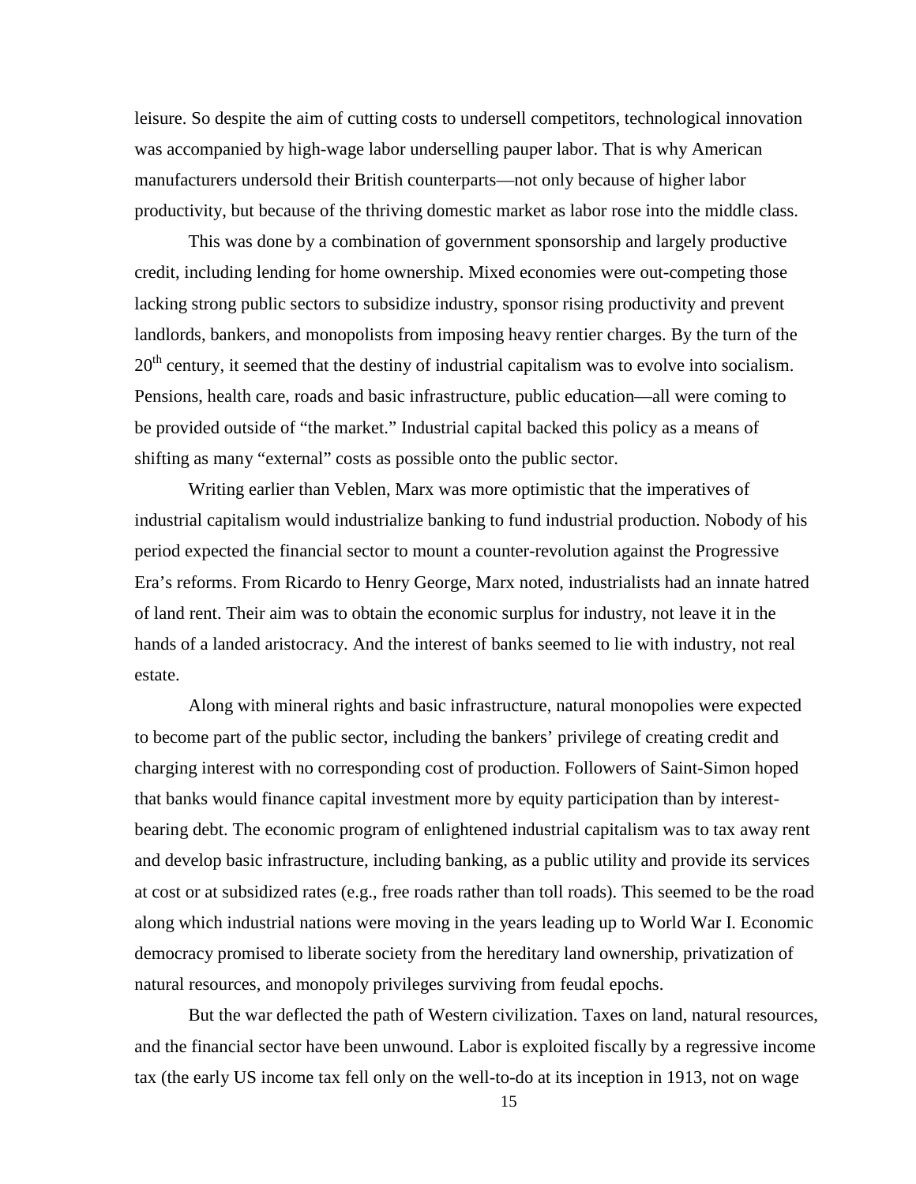leisure. So despite the aim of cutting costs to undersell competitors, technological innovation was accompanied by high-wage labor underselling pauper labor. That is why American manufacturers undersold their British counterparts—not only because of higher labor productivity, but because of the thriving domestic market as labor rose into the middle class.

This was done by a combination of government sponsorship and largely productive credit, including lending for home ownership. Mixed economies were out-competing those lacking strong public sectors to subsidize industry, sponsor rising productivity and prevent landlords, bankers, and monopolists from imposing heavy rentier charges. By the turn of the 20th century, it seemed that the destiny of industrial capitalism was to evolve into socialism. Pensions, health care, roads and basic infrastructure, public education—all were coming to be provided outside of "the market." Industrial capital backed this policy as a means of shifting as many "external" costs as possible onto the public sector.

Writing earlier than Veblen, Marx was more optimistic that the imperatives of industrial capitalism would industrialize banking to fund industrial production. Nobody of his period expected the financial sector to mount a counter-revolution against the Progressive Era's reforms. From Ricardo to Henry George, Marx noted, industrialists had an innate hatred of land rent. Their aim was to obtain the economic surplus for industry, not leave it in the hands of a landed aristocracy. And the interest of banks seemed to lie with industry, not real estate.

Along with mineral rights and basic infrastructure, natural monopolies were expected to become part of the public sector, including the bankers' privilege of creating credit and charging interest with no corresponding cost of production. Followers of Saint-Simon hoped that banks would finance capital investment more by equity participation than by interest-bearing debt. The economic program of enlightened industrial capitalism was to tax away rent and develop basic infrastructure, including banking, as a public utility and provide its services at cost or at subsidized rates (e.g., free roads rather than toll roads). This seemed to be the road along which industrial nations were moving in the years leading up to World War I. Economic democracy promised to liberate society from the hereditary land ownership, privatization of natural resources, and monopoly privileges surviving from feudal epochs.

But the war deflected the path of Western civilization. Taxes on land, natural resources, and the financial sector have been unwound. Labor is exploited fiscally by a regressive income tax (the early US income tax fell only on the well-to-do at its inception in 1913, not on wage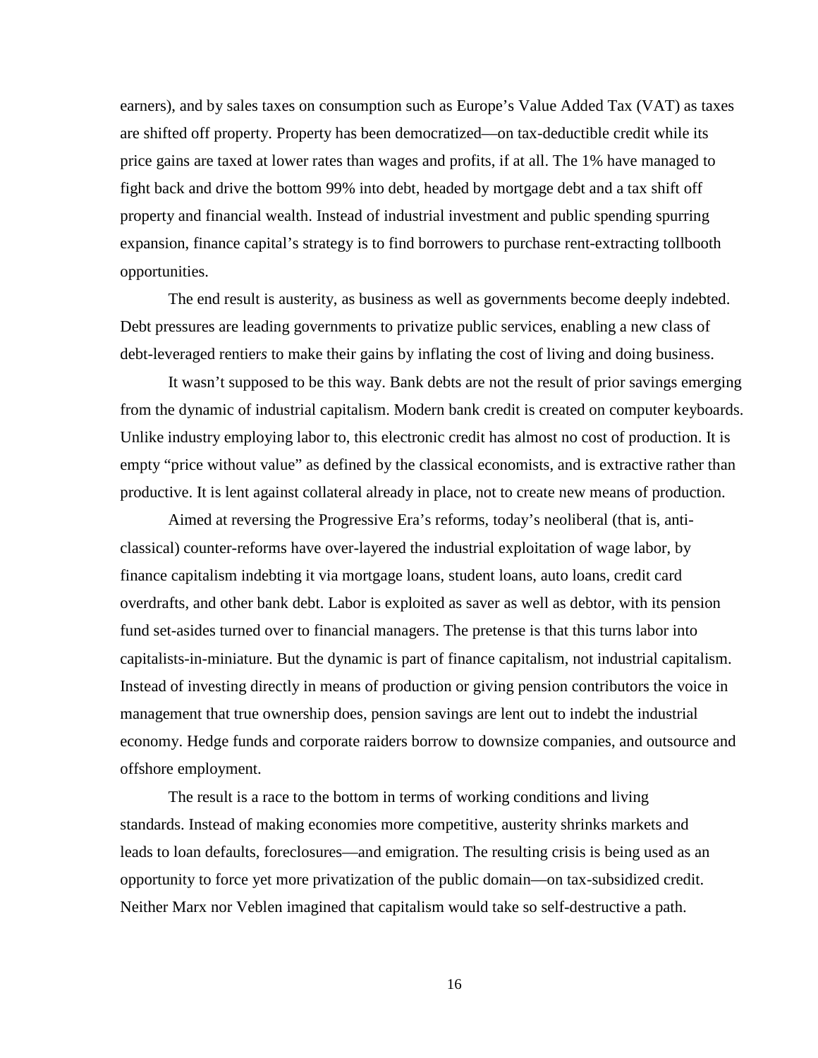earners), and by sales taxes on consumption such as Europe's Value Added Tax (VAT) as taxes are shifted off property. Property has been democratized—on tax-deductible credit while its price gains are taxed at lower rates than wages and profits, if at all. The 1% have managed to fight back and drive the bottom 99% into debt, headed by mortgage debt and a tax shift off property and financial wealth. Instead of industrial investment and public spending spurring expansion, finance capital's strategy is to find borrowers to purchase rent-extracting tollbooth opportunities.

The end result is austerity, as business as well as governments become deeply indebted. Debt pressures are leading governments to privatize public services, enabling a new class of debt-leveraged rentiers to make their gains by inflating the cost of living and doing business.

It wasn't supposed to be this way. Bank debts are not the result of prior savings emerging from the dynamic of industrial capitalism. Modern bank credit is created on computer keyboards. Unlike industry employing labor to, this electronic credit has almost no cost of production. It is empty "price without value" as defined by the classical economists, and is extractive rather than productive. It is lent against collateral already in place, not to create new means of production.

Aimed at reversing the Progressive Era's reforms, today's neoliberal (that is, anti-classical) counter-reforms have over-layered the industrial exploitation of wage labor, by finance capitalism indebting it via mortgage loans, student loans, auto loans, credit card overdrafts, and other bank debt. Labor is exploited as saver as well as debtor, with its pension fund set-asides turned over to financial managers. The pretense is that this turns labor into capitalists-in-miniature. But the dynamic is part of finance capitalism, not industrial capitalism. Instead of investing directly in means of production or giving pension contributors the voice in management that true ownership does, pension savings are lent out to indebt the industrial economy. Hedge funds and corporate raiders borrow to downsize companies, and outsource and offshore employment.

The result is a race to the bottom in terms of working conditions and living standards. Instead of making economies more competitive, austerity shrinks markets and leads to loan defaults, foreclosures—and emigration. The resulting crisis is being used as an opportunity to force yet more privatization of the public domain—on tax-subsidized credit. Neither Marx nor Veblen imagined that capitalism would take so self-destructive a path.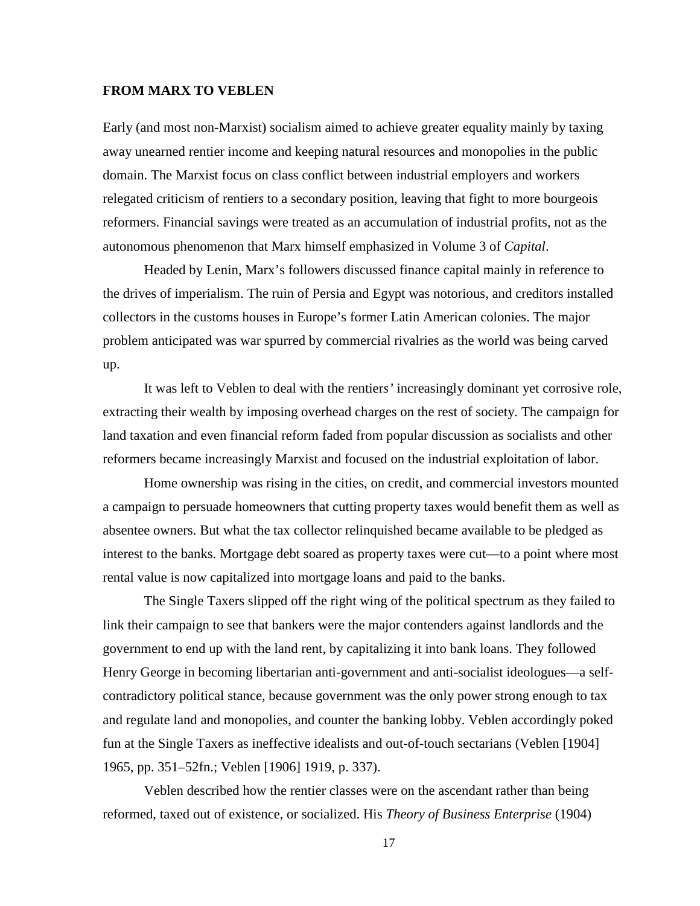## FROM MARX TO VEBLEN

Early (and most non-Marxist) socialism aimed to achieve greater equality mainly by taxing away unearned rentier income and keeping natural resources and monopolies in the public domain. The Marxist focus on class conflict between industrial employers and workers relegated criticism of rentier*s* to a secondary position, leaving that fight to more bourgeois reformers. Financial savings were treated as an accumulation of industrial profits, not as the autonomous phenomenon that Marx himself emphasized in Volume 3 of *Capital*.

Headed by Lenin, Marx's followers discussed finance capital mainly in reference to the drives of imperialism. The ruin of Persia and Egypt was notorious, and creditors installed collectors in the customs houses in Europe's former Latin American colonies. The major problem anticipated was war spurred by commercial rivalries as the world was being carved up.

It was left to Veblen to deal with the rentier*s'* increasingly dominant yet corrosive role, extracting their wealth by imposing overhead charges on the rest of society. The campaign for land taxation and even financial reform faded from popular discussion as socialists and other reformers became increasingly Marxist and focused on the industrial exploitation of labor.

Home ownership was rising in the cities, on credit, and commercial investors mounted a campaign to persuade homeowners that cutting property taxes would benefit them as well as absentee owners. But what the tax collector relinquished became available to be pledged as interest to the banks. Mortgage debt soared as property taxes were cut—to a point where most rental value is now capitalized into mortgage loans and paid to the banks.

The Single Taxers slipped off the right wing of the political spectrum as they failed to link their campaign to see that bankers were the major contenders against landlords and the government to end up with the land rent, by capitalizing it into bank loans. They followed Henry George in becoming libertarian anti-government and anti-socialist ideologues—a self-contradictory political stance, because government was the only power strong enough to tax and regulate land and monopolies, and counter the banking lobby. Veblen accordingly poked fun at the Single Taxers as ineffective idealists and out-of-touch sectarians (Veblen [1904] 1965, pp. 351–52fn.; Veblen [1906] 1919, p. 337).

Veblen described how the rentier classes were on the ascendant rather than being reformed, taxed out of existence, or socialized. His *Theory of Business Enterprise* (1904)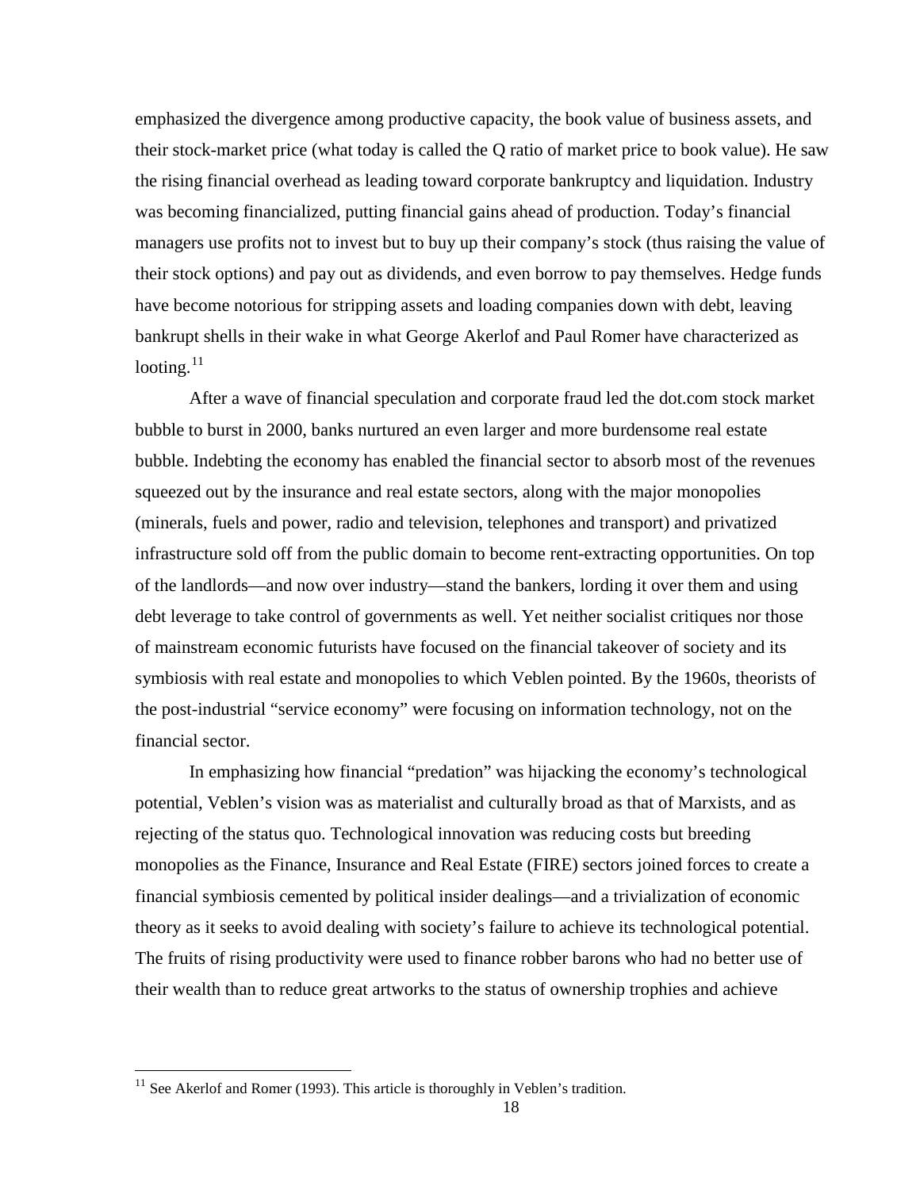emphasized the divergence among productive capacity, the book value of business assets, and their stock-market price (what today is called the Q ratio of market price to book value). He saw the rising financial overhead as leading toward corporate bankruptcy and liquidation. Industry was becoming financialized, putting financial gains ahead of production. Today's financial managers use profits not to invest but to buy up their company's stock (thus raising the value of their stock options) and pay out as dividends, and even borrow to pay themselves. Hedge funds have become notorious for stripping assets and loading companies down with debt, leaving bankrupt shells in their wake in what George Akerlof and Paul Romer have characterized as looting.[11]

After a wave of financial speculation and corporate fraud led the dot.com stock market bubble to burst in 2000, banks nurtured an even larger and more burdensome real estate bubble. Indebting the economy has enabled the financial sector to absorb most of the revenues squeezed out by the insurance and real estate sectors, along with the major monopolies (minerals, fuels and power, radio and television, telephones and transport) and privatized infrastructure sold off from the public domain to become rent-extracting opportunities. On top of the landlords—and now over industry—stand the bankers, lording it over them and using debt leverage to take control of governments as well. Yet neither socialist critiques nor those of mainstream economic futurists have focused on the financial takeover of society and its symbiosis with real estate and monopolies to which Veblen pointed. By the 1960s, theorists of the post-industrial "service economy" were focusing on information technology, not on the financial sector.

In emphasizing how financial "predation" was hijacking the economy's technological potential, Veblen's vision was as materialist and culturally broad as that of Marxists, and as rejecting of the status quo. Technological innovation was reducing costs but breeding monopolies as the Finance, Insurance and Real Estate (FIRE) sectors joined forces to create a financial symbiosis cemented by political insider dealings—and a trivialization of economic theory as it seeks to avoid dealing with society's failure to achieve its technological potential. The fruits of rising productivity were used to finance robber barons who had no better use of their wealth than to reduce great artworks to the status of ownership trophies and achieve

[11] See Akerlof and Romer (1993). This article is thoroughly in Veblen's tradition.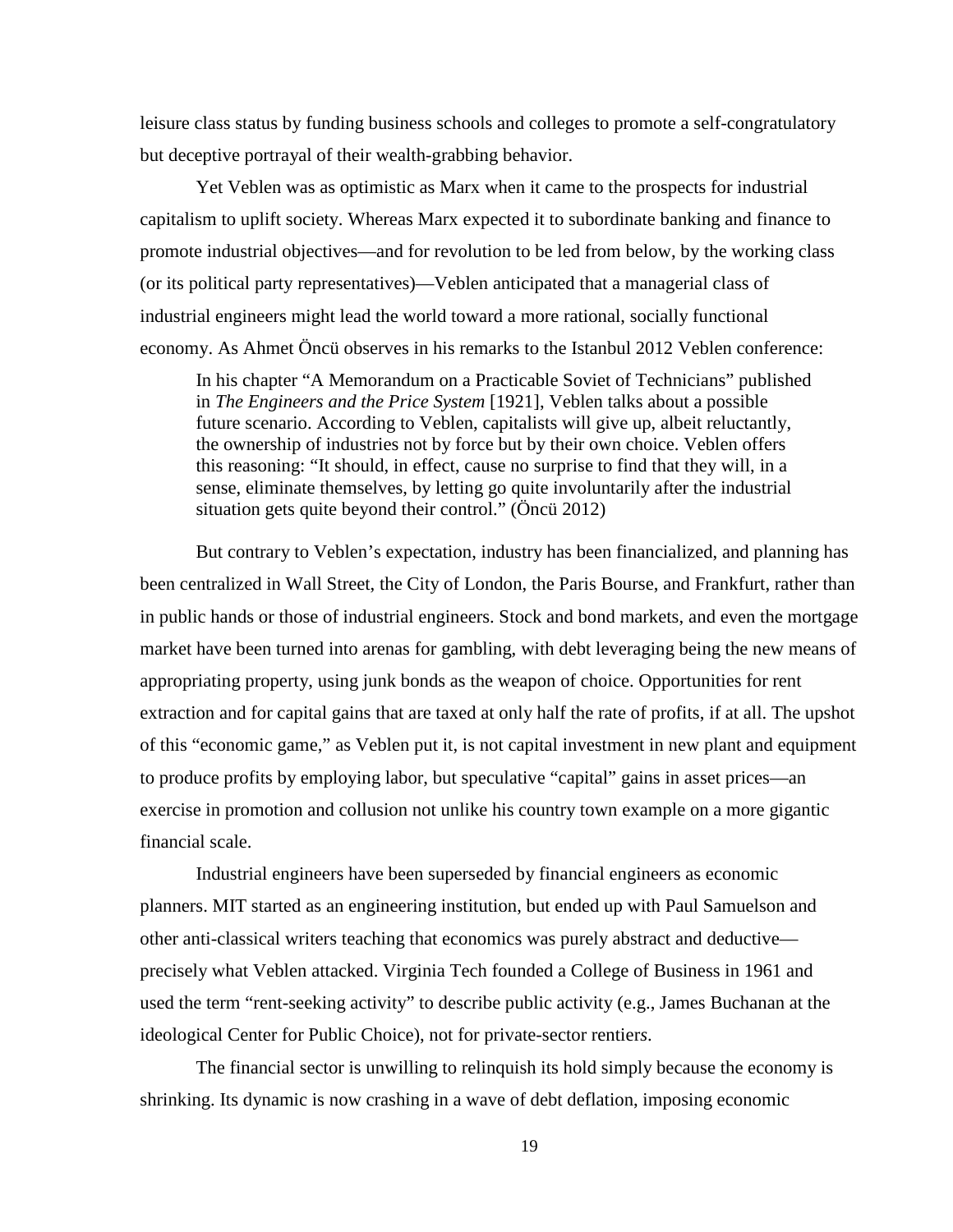leisure class status by funding business schools and colleges to promote a self-congratulatory but deceptive portrayal of their wealth-grabbing behavior.

Yet Veblen was as optimistic as Marx when it came to the prospects for industrial capitalism to uplift society. Whereas Marx expected it to subordinate banking and finance to promote industrial objectives—and for revolution to be led from below, by the working class (or its political party representatives)—Veblen anticipated that a managerial class of industrial engineers might lead the world toward a more rational, socially functional economy. As Ahmet Öncü observes in his remarks to the Istanbul 2012 Veblen conference:

> In his chapter "A Memorandum on a Practicable Soviet of Technicians" published in *The Engineers and the Price System* [1921], Veblen talks about a possible future scenario. According to Veblen, capitalists will give up, albeit reluctantly, the ownership of industries not by force but by their own choice. Veblen offers this reasoning: "It should, in effect, cause no surprise to find that they will, in a sense, eliminate themselves, by letting go quite involuntarily after the industrial situation gets quite beyond their control." (Öncü 2012)

But contrary to Veblen's expectation, industry has been financialized, and planning has been centralized in Wall Street, the City of London, the Paris Bourse, and Frankfurt, rather than in public hands or those of industrial engineers. Stock and bond markets, and even the mortgage market have been turned into arenas for gambling, with debt leveraging being the new means of appropriating property, using junk bonds as the weapon of choice. Opportunities for rent extraction and for capital gains that are taxed at only half the rate of profits, if at all. The upshot of this "economic game," as Veblen put it, is not capital investment in new plant and equipment to produce profits by employing labor, but speculative "capital" gains in asset prices—an exercise in promotion and collusion not unlike his country town example on a more gigantic financial scale.

Industrial engineers have been superseded by financial engineers as economic planners. MIT started as an engineering institution, but ended up with Paul Samuelson and other anti-classical writers teaching that economics was purely abstract and deductive—precisely what Veblen attacked. Virginia Tech founded a College of Business in 1961 and used the term "rent-seeking activity" to describe public activity (e.g., James Buchanan at the ideological Center for Public Choice), not for private-sector rentiers.

The financial sector is unwilling to relinquish its hold simply because the economy is shrinking. Its dynamic is now crashing in a wave of debt deflation, imposing economic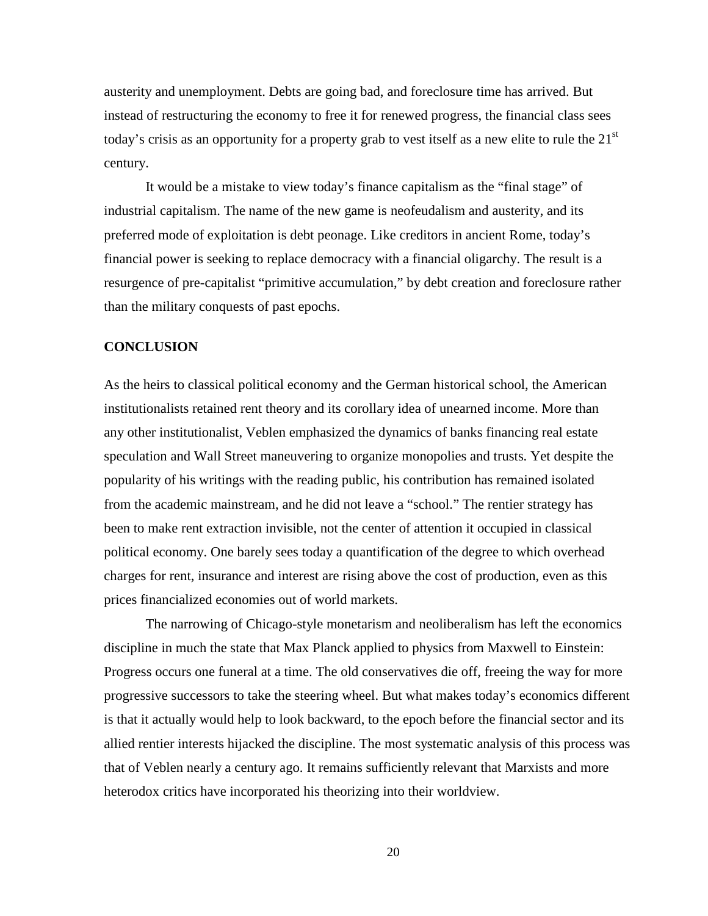austerity and unemployment. Debts are going bad, and foreclosure time has arrived. But instead of restructuring the economy to free it for renewed progress, the financial class sees today's crisis as an opportunity for a property grab to vest itself as a new elite to rule the 21st century.

It would be a mistake to view today's finance capitalism as the "final stage" of industrial capitalism. The name of the new game is neofeudalism and austerity, and its preferred mode of exploitation is debt peonage. Like creditors in ancient Rome, today's financial power is seeking to replace democracy with a financial oligarchy. The result is a resurgence of pre-capitalist "primitive accumulation," by debt creation and foreclosure rather than the military conquests of past epochs.

## CONCLUSION

As the heirs to classical political economy and the German historical school, the American institutionalists retained rent theory and its corollary idea of unearned income. More than any other institutionalist, Veblen emphasized the dynamics of banks financing real estate speculation and Wall Street maneuvering to organize monopolies and trusts. Yet despite the popularity of his writings with the reading public, his contribution has remained isolated from the academic mainstream, and he did not leave a "school." The rentier strategy has been to make rent extraction invisible, not the center of attention it occupied in classical political economy. One barely sees today a quantification of the degree to which overhead charges for rent, insurance and interest are rising above the cost of production, even as this prices financialized economies out of world markets.

The narrowing of Chicago-style monetarism and neoliberalism has left the economics discipline in much the state that Max Planck applied to physics from Maxwell to Einstein: Progress occurs one funeral at a time. The old conservatives die off, freeing the way for more progressive successors to take the steering wheel. But what makes today's economics different is that it actually would help to look backward, to the epoch before the financial sector and its allied rentier interests hijacked the discipline. The most systematic analysis of this process was that of Veblen nearly a century ago. It remains sufficiently relevant that Marxists and more heterodox critics have incorporated his theorizing into their worldview.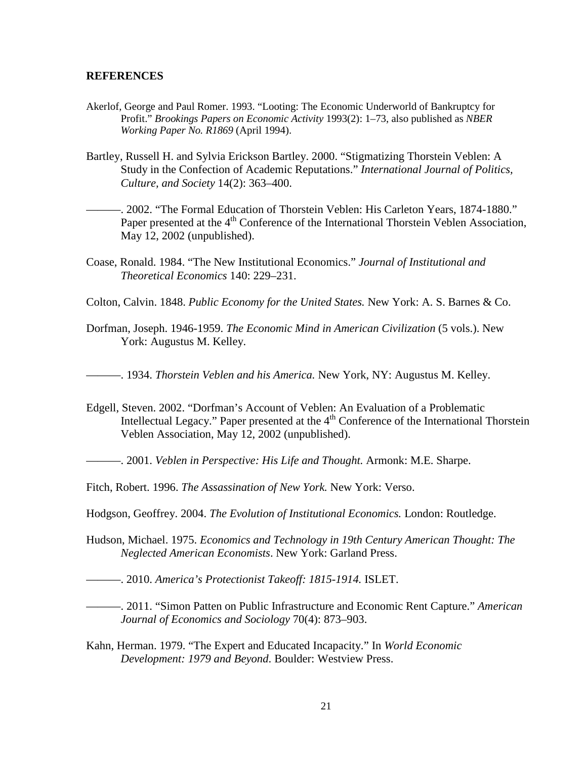## REFERENCES

Akerlof, George and Paul Romer. 1993. "Looting: The Economic Underworld of Bankruptcy for Profit." *Brookings Papers on Economic Activity* 1993(2): 1–73, also published as *NBER Working Paper No. R1869* (April 1994).

Bartley, Russell H. and Sylvia Erickson Bartley. 2000. "Stigmatizing Thorstein Veblen: A Study in the Confection of Academic Reputations." *International Journal of Politics, Culture, and Society* 14(2): 363–400.

———. 2002. "The Formal Education of Thorstein Veblen: His Carleton Years, 1874-1880." Paper presented at the 4th Conference of the International Thorstein Veblen Association, May 12, 2002 (unpublished).

Coase, Ronald. 1984. "The New Institutional Economics." *Journal of Institutional and Theoretical Economics* 140: 229–231.

Colton, Calvin. 1848. *Public Economy for the United States.* New York: A. S. Barnes & Co.

Dorfman, Joseph. 1946-1959. *The Economic Mind in American Civilization* (5 vols.). New York: Augustus M. Kelley.

———. 1934. *Thorstein Veblen and his America.* New York, NY: Augustus M. Kelley.

Edgell, Steven. 2002. "Dorfman's Account of Veblen: An Evaluation of a Problematic Intellectual Legacy." Paper presented at the 4th Conference of the International Thorstein Veblen Association, May 12, 2002 (unpublished).

———. 2001. *Veblen in Perspective: His Life and Thought.* Armonk: M.E. Sharpe.

Fitch, Robert. 1996. *The Assassination of New York.* New York: Verso.

Hodgson, Geoffrey. 2004. *The Evolution of Institutional Economics.* London: Routledge.

Hudson, Michael. 1975. *Economics and Technology in 19th Century American Thought: The Neglected American Economists*. New York: Garland Press.

———. 2010. *America's Protectionist Takeoff: 1815-1914.* ISLET.

———. 2011. "Simon Patten on Public Infrastructure and Economic Rent Capture." *American Journal of Economics and Sociology* 70(4): 873–903.

Kahn, Herman. 1979. "The Expert and Educated Incapacity." In *World Economic Development: 1979 and Beyond*. Boulder: Westview Press.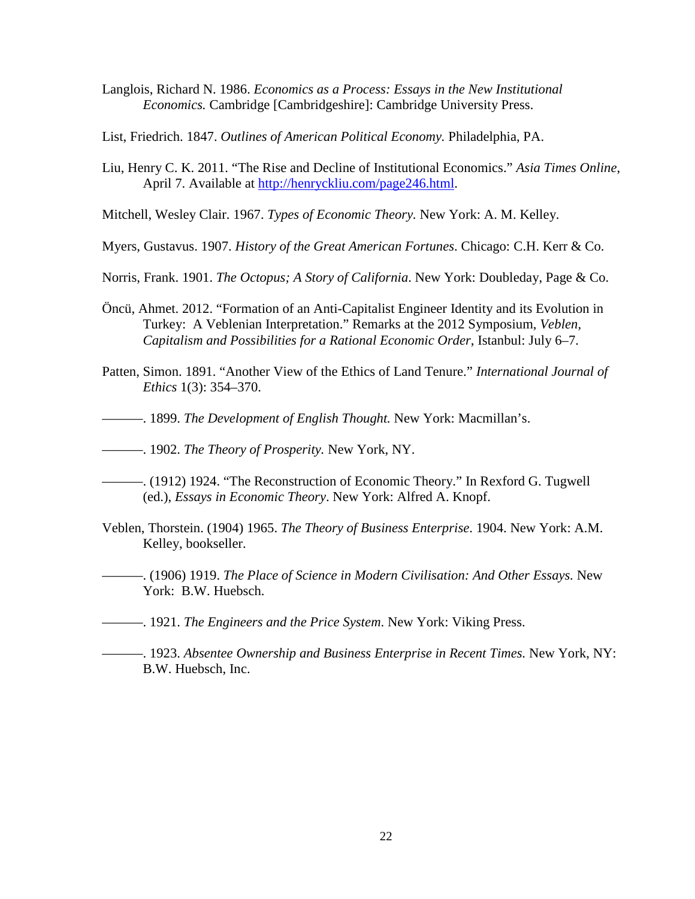Langlois, Richard N. 1986. *Economics as a Process: Essays in the New Institutional Economics.* Cambridge [Cambridgeshire]: Cambridge University Press.

List, Friedrich. 1847. *Outlines of American Political Economy.* Philadelphia, PA.

Liu, Henry C. K. 2011. "The Rise and Decline of Institutional Economics." *Asia Times Online*, April 7. Available at [http://henryckliu.com/page246.html](http://henryckliu.com/page246.html).

Mitchell, Wesley Clair. 1967. *Types of Economic Theory.* New York: A. M. Kelley.

Myers, Gustavus. 1907. *History of the Great American Fortunes*. Chicago: C.H. Kerr & Co.

Norris, Frank. 1901. *The Octopus; A Story of California*. New York: Doubleday, Page & Co.

Öncü, Ahmet. 2012. "Formation of an Anti-Capitalist Engineer Identity and its Evolution in Turkey: A Veblenian Interpretation." Remarks at the 2012 Symposium, *Veblen, Capitalism and Possibilities for a Rational Economic Order*, Istanbul: July 6–7.

Patten, Simon. 1891. "Another View of the Ethics of Land Tenure." *International Journal of Ethics* 1(3): 354–370.

———. 1899. *The Development of English Thought.* New York: Macmillan's.

———. 1902. *The Theory of Prosperity.* New York, NY.

———. (1912) 1924. "The Reconstruction of Economic Theory." In Rexford G. Tugwell (ed.), *Essays in Economic Theory*. New York: Alfred A. Knopf.

Veblen, Thorstein. (1904) 1965. *The Theory of Business Enterprise*. 1904. New York: A.M. Kelley, bookseller.

———. (1906) 1919. *The Place of Science in Modern Civilisation: And Other Essays.* New York: B.W. Huebsch.

———. 1921. *The Engineers and the Price System*. New York: Viking Press.

———. 1923. *Absentee Ownership and Business Enterprise in Recent Times.* New York, NY: B.W. Huebsch, Inc.